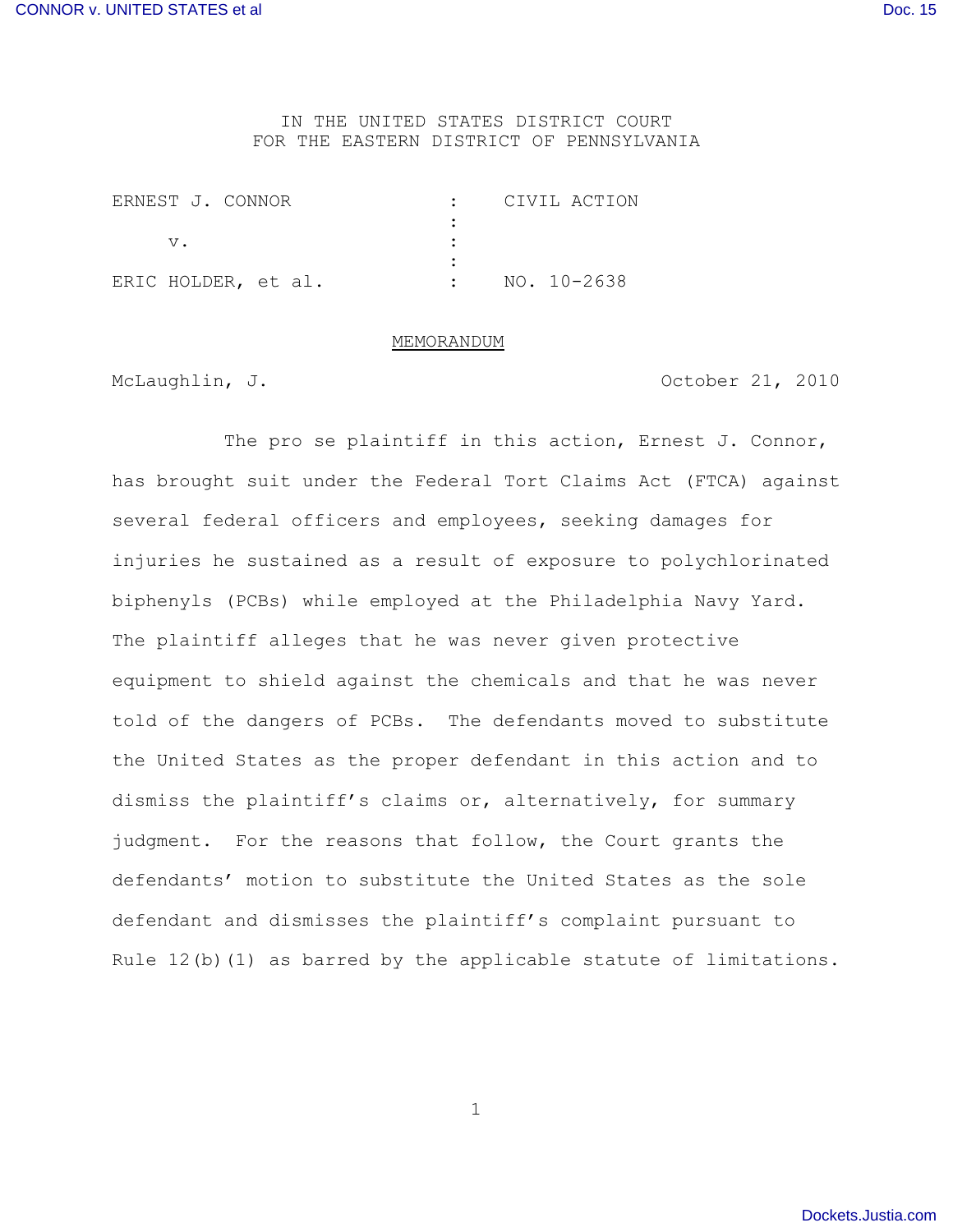IN THE UNITED STATES DISTRICT COURT
FOR THE EASTERN DISTRICT OF PENNSYLVANIA

| | | |
|---|---|---|
| ERNEST J. CONNOR | : | CIVIL ACTION |
| | : | |
| v. | : | |
| | : | |
| ERIC HOLDER, et al. | : | NO. 10-2638 |

MEMORANDUM

McLaughlin, J. October 21, 2010

The pro se plaintiff in this action, Ernest J. Connor, has brought suit under the Federal Tort Claims Act (FTCA) against several federal officers and employees, seeking damages for injuries he sustained as a result of exposure to polychlorinated biphenyls (PCBs) while employed at the Philadelphia Navy Yard. The plaintiff alleges that he was never given protective equipment to shield against the chemicals and that he was never told of the dangers of PCBs. The defendants moved to substitute the United States as the proper defendant in this action and to dismiss the plaintiff's claims or, alternatively, for summary judgment. For the reasons that follow, the Court grants the defendants' motion to substitute the United States as the sole defendant and dismisses the plaintiff's complaint pursuant to Rule 12(b)(1) as barred by the applicable statute of limitations.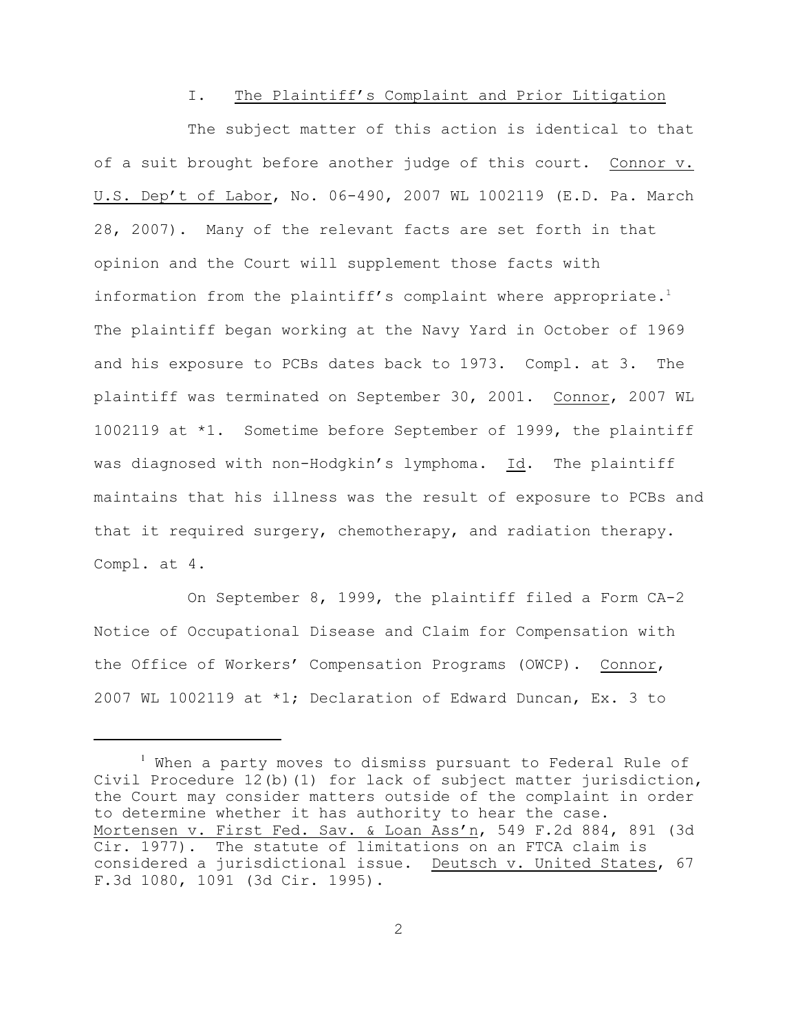## I. The Plaintiff's Complaint and Prior Litigation

The subject matter of this action is identical to that of a suit brought before another judge of this court. Connor v. U.S. Dep't of Labor, No. 06-490, 2007 WL 1002119 (E.D. Pa. March 28, 2007). Many of the relevant facts are set forth in that opinion and the Court will supplement those facts with information from the plaintiff's complaint where appropriate.[1] The plaintiff began working at the Navy Yard in October of 1969 and his exposure to PCBs dates back to 1973. Compl. at 3. The plaintiff was terminated on September 30, 2001. Connor, 2007 WL 1002119 at *1. Sometime before September of 1999, the plaintiff was diagnosed with non-Hodgkin's lymphoma. Id. The plaintiff maintains that his illness was the result of exposure to PCBs and that it required surgery, chemotherapy, and radiation therapy. Compl. at 4.

On September 8, 1999, the plaintiff filed a Form CA-2 Notice of Occupational Disease and Claim for Compensation with the Office of Workers' Compensation Programs (OWCP). Connor, 2007 WL 1002119 at *1; Declaration of Edward Duncan, Ex. 3 to

---

[1] When a party moves to dismiss pursuant to Federal Rule of Civil Procedure 12(b)(1) for lack of subject matter jurisdiction, the Court may consider matters outside of the complaint in order to determine whether it has authority to hear the case. Mortensen v. First Fed. Sav. & Loan Ass'n, 549 F.2d 884, 891 (3d Cir. 1977). The statute of limitations on an FTCA claim is considered a jurisdictional issue. Deutsch v. United States, 67 F.3d 1080, 1091 (3d Cir. 1995).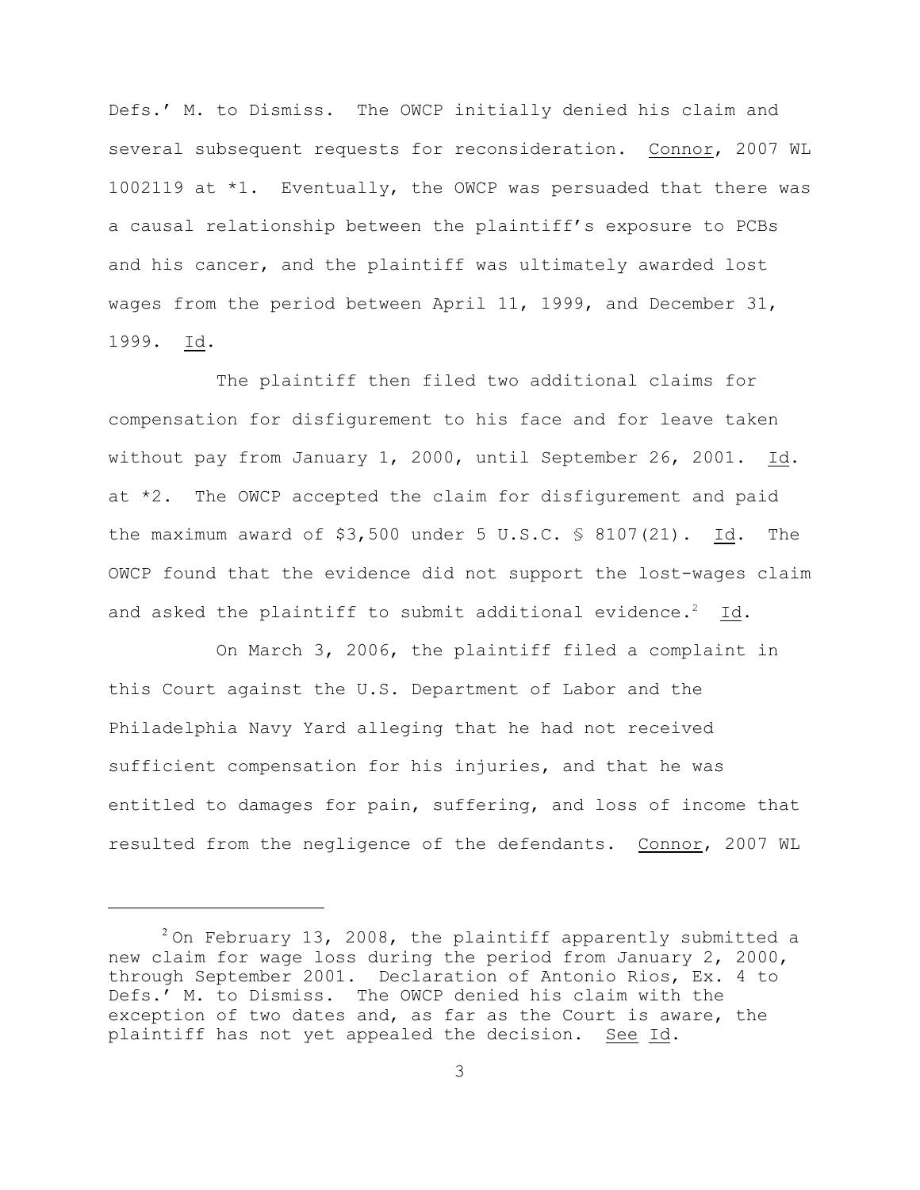Defs.' M. to Dismiss. The OWCP initially denied his claim and several subsequent requests for reconsideration. Connor, 2007 WL 1002119 at *1. Eventually, the OWCP was persuaded that there was a causal relationship between the plaintiff's exposure to PCBs and his cancer, and the plaintiff was ultimately awarded lost wages from the period between April 11, 1999, and December 31, 1999. Id.

The plaintiff then filed two additional claims for compensation for disfigurement to his face and for leave taken without pay from January 1, 2000, until September 26, 2001. Id. at *2. The OWCP accepted the claim for disfigurement and paid the maximum award of $3,500 under 5 U.S.C. § 8107(21). Id. The OWCP found that the evidence did not support the lost-wages claim and asked the plaintiff to submit additional evidence.[2] Id.

On March 3, 2006, the plaintiff filed a complaint in this Court against the U.S. Department of Labor and the Philadelphia Navy Yard alleging that he had not received sufficient compensation for his injuries, and that he was entitled to damages for pain, suffering, and loss of income that resulted from the negligence of the defendants. Connor, 2007 WL

[2] On February 13, 2008, the plaintiff apparently submitted a new claim for wage loss during the period from January 2, 2000, through September 2001. Declaration of Antonio Rios, Ex. 4 to Defs.' M. to Dismiss. The OWCP denied his claim with the exception of two dates and, as far as the Court is aware, the plaintiff has not yet appealed the decision. See Id.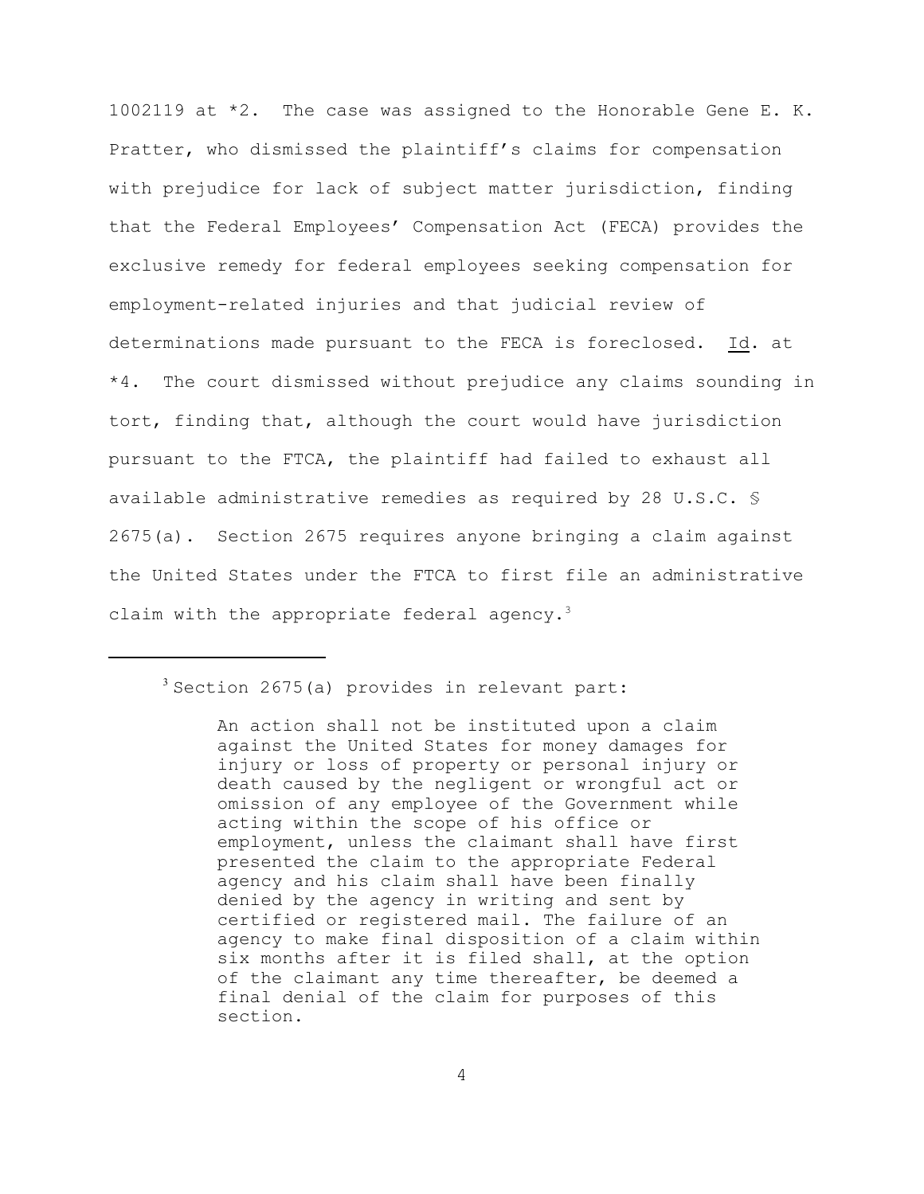1002119 at *2. The case was assigned to the Honorable Gene E. K. Pratter, who dismissed the plaintiff's claims for compensation with prejudice for lack of subject matter jurisdiction, finding that the Federal Employees' Compensation Act (FECA) provides the exclusive remedy for federal employees seeking compensation for employment-related injuries and that judicial review of determinations made pursuant to the FECA is foreclosed. Id. at *4. The court dismissed without prejudice any claims sounding in tort, finding that, although the court would have jurisdiction pursuant to the FTCA, the plaintiff had failed to exhaust all available administrative remedies as required by 28 U.S.C. § 2675(a). Section 2675 requires anyone bringing a claim against the United States under the FTCA to first file an administrative claim with the appropriate federal agency.[3]

---

[3] Section 2675(a) provides in relevant part:

> An action shall not be instituted upon a claim against the United States for money damages for injury or loss of property or personal injury or death caused by the negligent or wrongful act or omission of any employee of the Government while acting within the scope of his office or employment, unless the claimant shall have first presented the claim to the appropriate Federal agency and his claim shall have been finally denied by the agency in writing and sent by certified or registered mail. The failure of an agency to make final disposition of a claim within six months after it is filed shall, at the option of the claimant any time thereafter, be deemed a final denial of the claim for purposes of this section.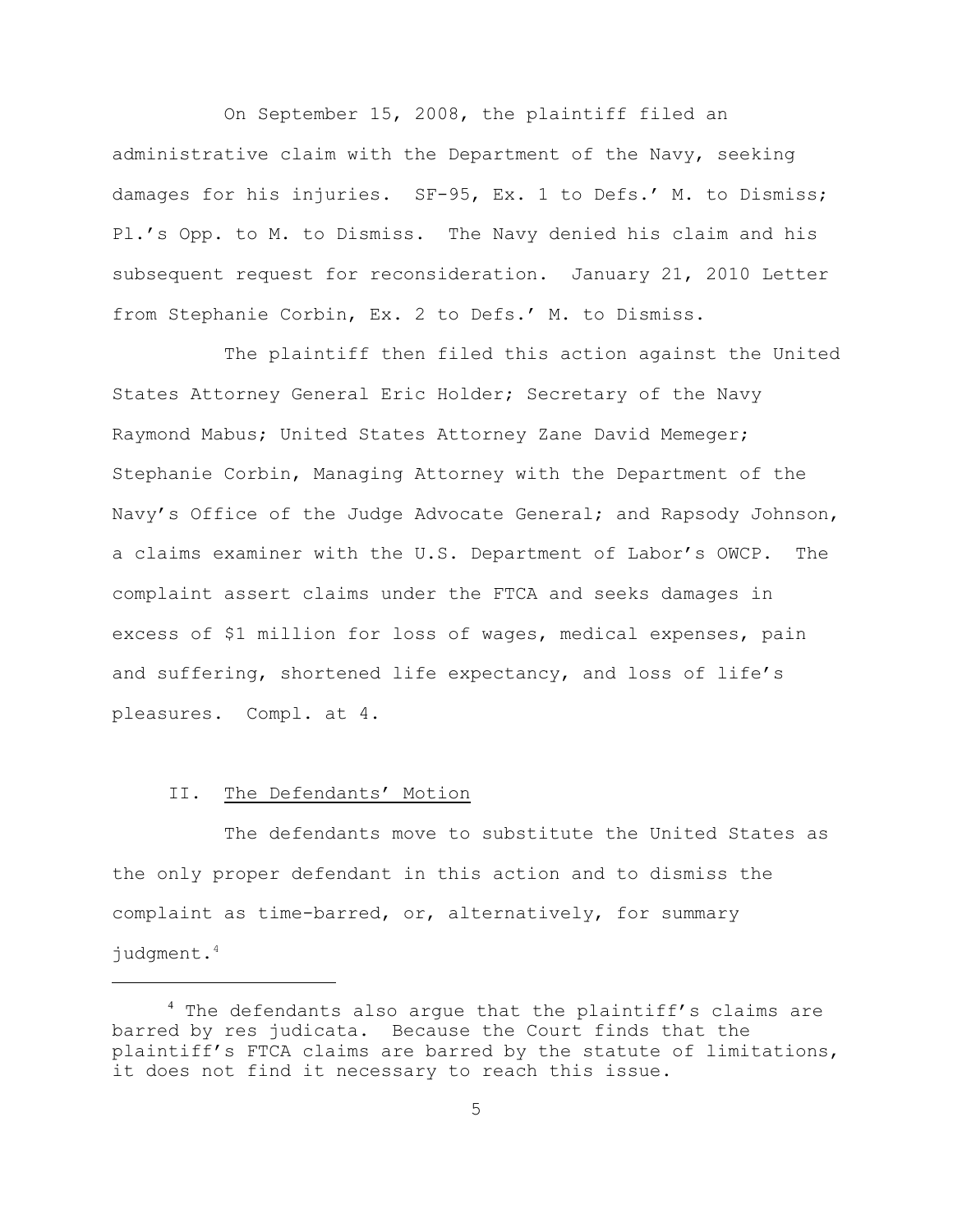On September 15, 2008, the plaintiff filed an administrative claim with the Department of the Navy, seeking damages for his injuries. SF-95, Ex. 1 to Defs.' M. to Dismiss; Pl.'s Opp. to M. to Dismiss. The Navy denied his claim and his subsequent request for reconsideration. January 21, 2010 Letter from Stephanie Corbin, Ex. 2 to Defs.' M. to Dismiss.

The plaintiff then filed this action against the United States Attorney General Eric Holder; Secretary of the Navy Raymond Mabus; United States Attorney Zane David Memeger; Stephanie Corbin, Managing Attorney with the Department of the Navy's Office of the Judge Advocate General; and Rapsody Johnson, a claims examiner with the U.S. Department of Labor's OWCP. The complaint assert claims under the FTCA and seeks damages in excess of $1 million for loss of wages, medical expenses, pain and suffering, shortened life expectancy, and loss of life's pleasures. Compl. at 4.

## II. The Defendants' Motion

The defendants move to substitute the United States as the only proper defendant in this action and to dismiss the complaint as time-barred, or, alternatively, for summary judgment.[4]

---

[4] The defendants also argue that the plaintiff's claims are barred by res judicata. Because the Court finds that the plaintiff's FTCA claims are barred by the statute of limitations, it does not find it necessary to reach this issue.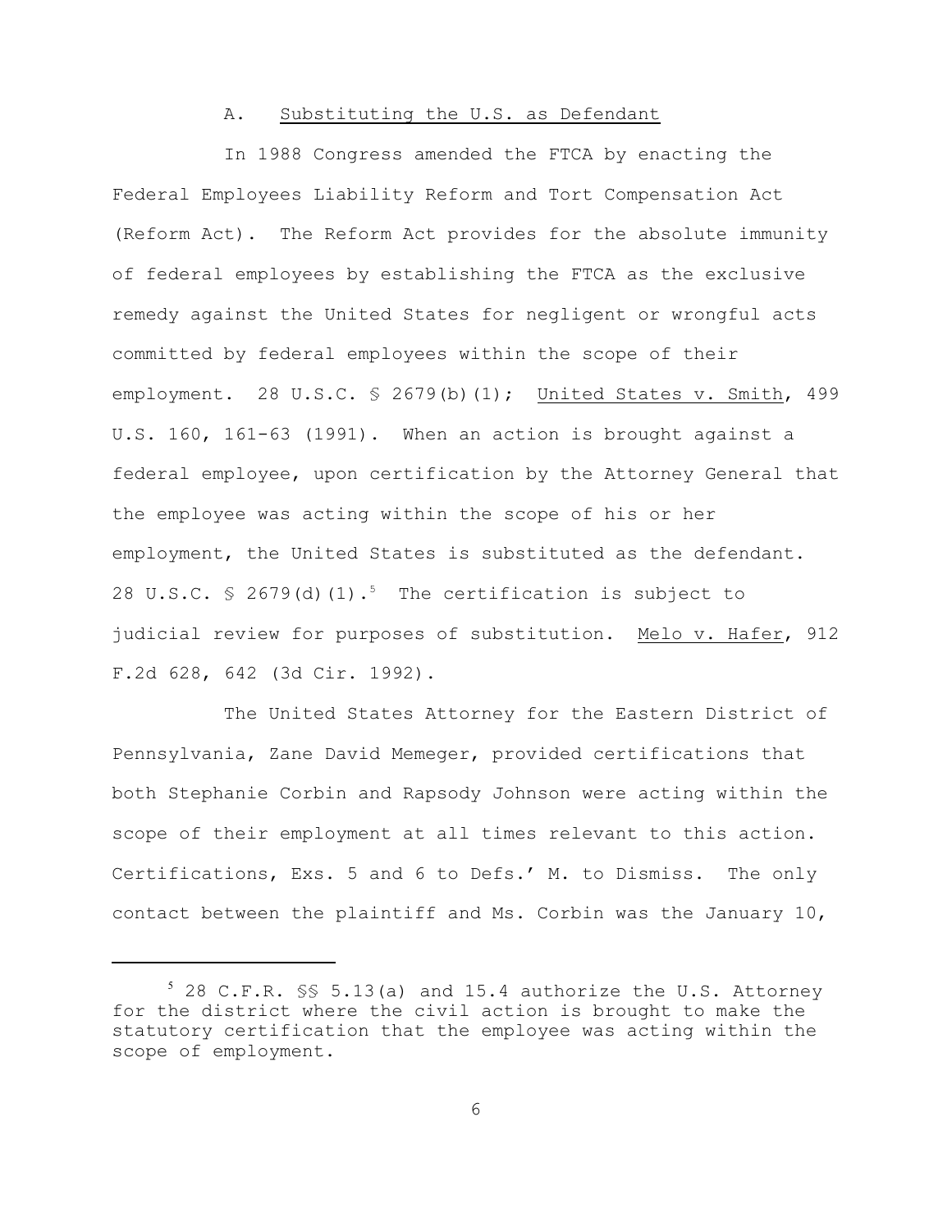### A. Substituting the U.S. as Defendant

In 1988 Congress amended the FTCA by enacting the Federal Employees Liability Reform and Tort Compensation Act (Reform Act). The Reform Act provides for the absolute immunity of federal employees by establishing the FTCA as the exclusive remedy against the United States for negligent or wrongful acts committed by federal employees within the scope of their employment. 28 U.S.C. § 2679(b)(1); United States v. Smith, 499 U.S. 160, 161-63 (1991). When an action is brought against a federal employee, upon certification by the Attorney General that the employee was acting within the scope of his or her employment, the United States is substituted as the defendant. 28 U.S.C. § 2679(d)(1).[5] The certification is subject to judicial review for purposes of substitution. Melo v. Hafer, 912 F.2d 628, 642 (3d Cir. 1992).

The United States Attorney for the Eastern District of Pennsylvania, Zane David Memeger, provided certifications that both Stephanie Corbin and Rapsody Johnson were acting within the scope of their employment at all times relevant to this action. Certifications, Exs. 5 and 6 to Defs.' M. to Dismiss. The only contact between the plaintiff and Ms. Corbin was the January 10,

---

[5] 28 C.F.R. §§ 5.13(a) and 15.4 authorize the U.S. Attorney for the district where the civil action is brought to make the statutory certification that the employee was acting within the scope of employment.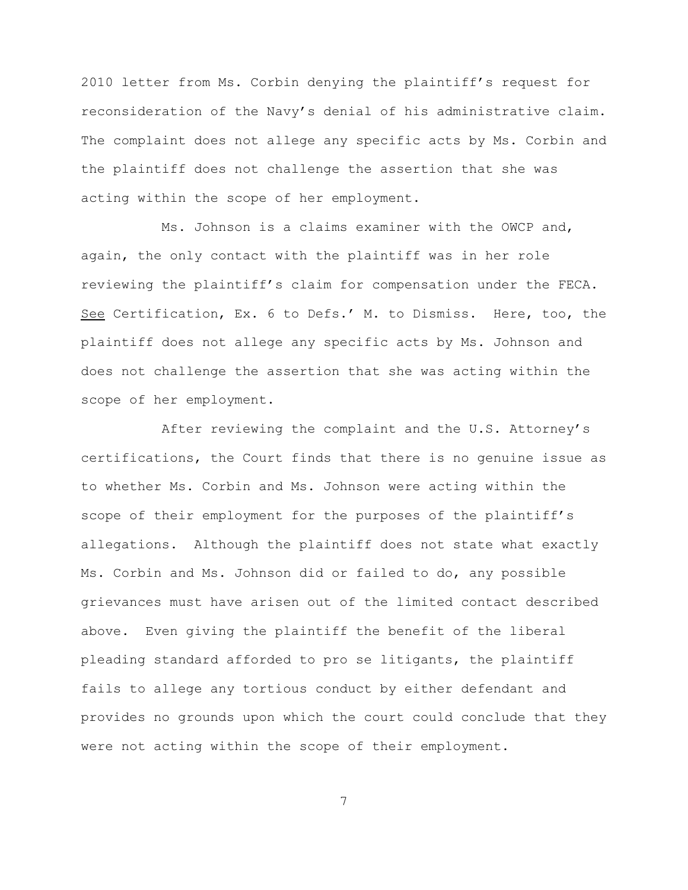2010 letter from Ms. Corbin denying the plaintiff's request for reconsideration of the Navy's denial of his administrative claim. The complaint does not allege any specific acts by Ms. Corbin and the plaintiff does not challenge the assertion that she was acting within the scope of her employment.

Ms. Johnson is a claims examiner with the OWCP and, again, the only contact with the plaintiff was in her role reviewing the plaintiff's claim for compensation under the FECA. See Certification, Ex. 6 to Defs.' M. to Dismiss. Here, too, the plaintiff does not allege any specific acts by Ms. Johnson and does not challenge the assertion that she was acting within the scope of her employment.

After reviewing the complaint and the U.S. Attorney's certifications, the Court finds that there is no genuine issue as to whether Ms. Corbin and Ms. Johnson were acting within the scope of their employment for the purposes of the plaintiff's allegations. Although the plaintiff does not state what exactly Ms. Corbin and Ms. Johnson did or failed to do, any possible grievances must have arisen out of the limited contact described above. Even giving the plaintiff the benefit of the liberal pleading standard afforded to pro se litigants, the plaintiff fails to allege any tortious conduct by either defendant and provides no grounds upon which the court could conclude that they were not acting within the scope of their employment.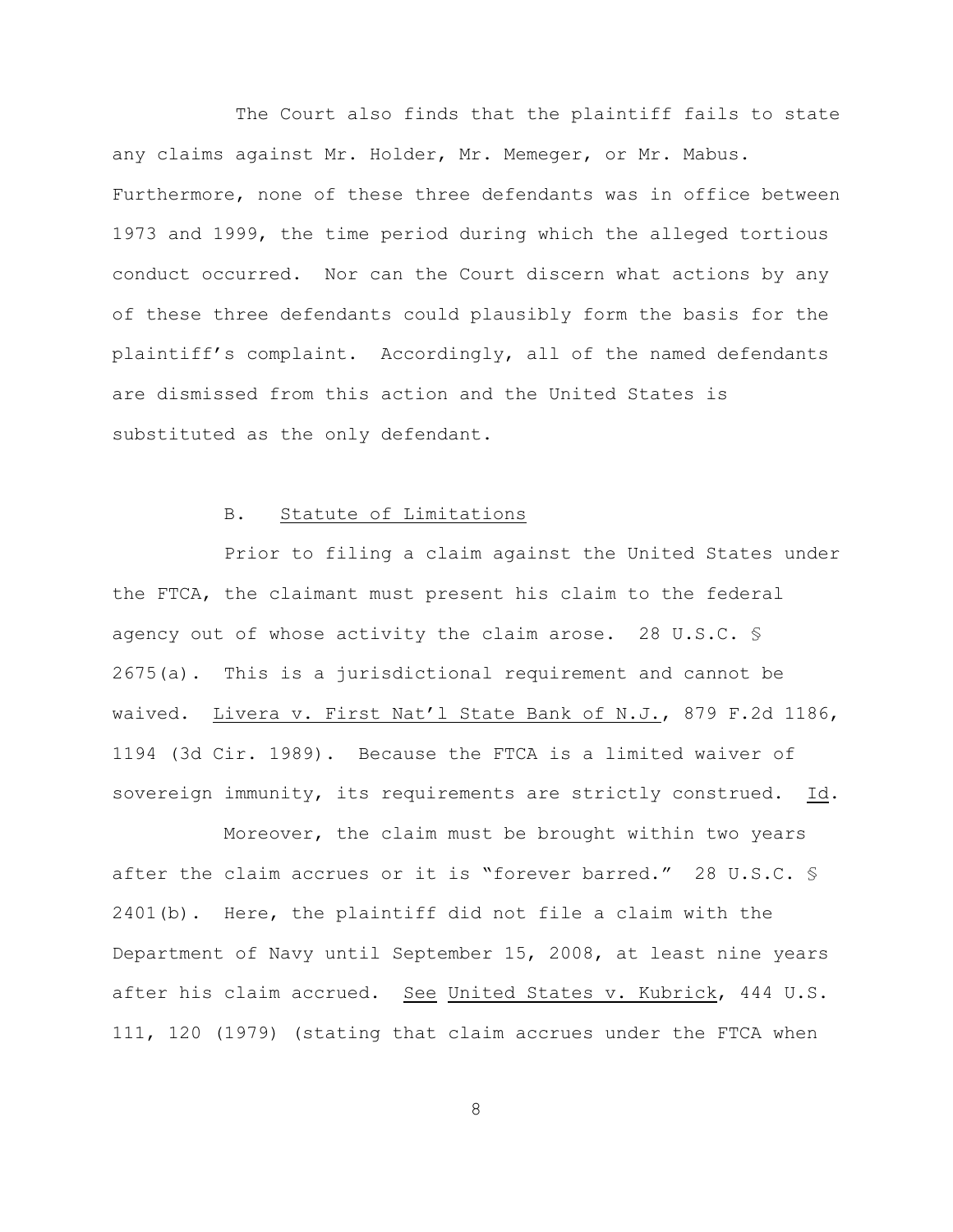The Court also finds that the plaintiff fails to state any claims against Mr. Holder, Mr. Memeger, or Mr. Mabus. Furthermore, none of these three defendants was in office between 1973 and 1999, the time period during which the alleged tortious conduct occurred. Nor can the Court discern what actions by any of these three defendants could plausibly form the basis for the plaintiff's complaint. Accordingly, all of the named defendants are dismissed from this action and the United States is substituted as the only defendant.

B. Statute of Limitations

Prior to filing a claim against the United States under the FTCA, the claimant must present his claim to the federal agency out of whose activity the claim arose. 28 U.S.C. § 2675(a). This is a jurisdictional requirement and cannot be waived. Livera v. First Nat'l State Bank of N.J., 879 F.2d 1186, 1194 (3d Cir. 1989). Because the FTCA is a limited waiver of sovereign immunity, its requirements are strictly construed. Id.

Moreover, the claim must be brought within two years after the claim accrues or it is "forever barred." 28 U.S.C. § 2401(b). Here, the plaintiff did not file a claim with the Department of Navy until September 15, 2008, at least nine years after his claim accrued. See United States v. Kubrick, 444 U.S. 111, 120 (1979) (stating that claim accrues under the FTCA when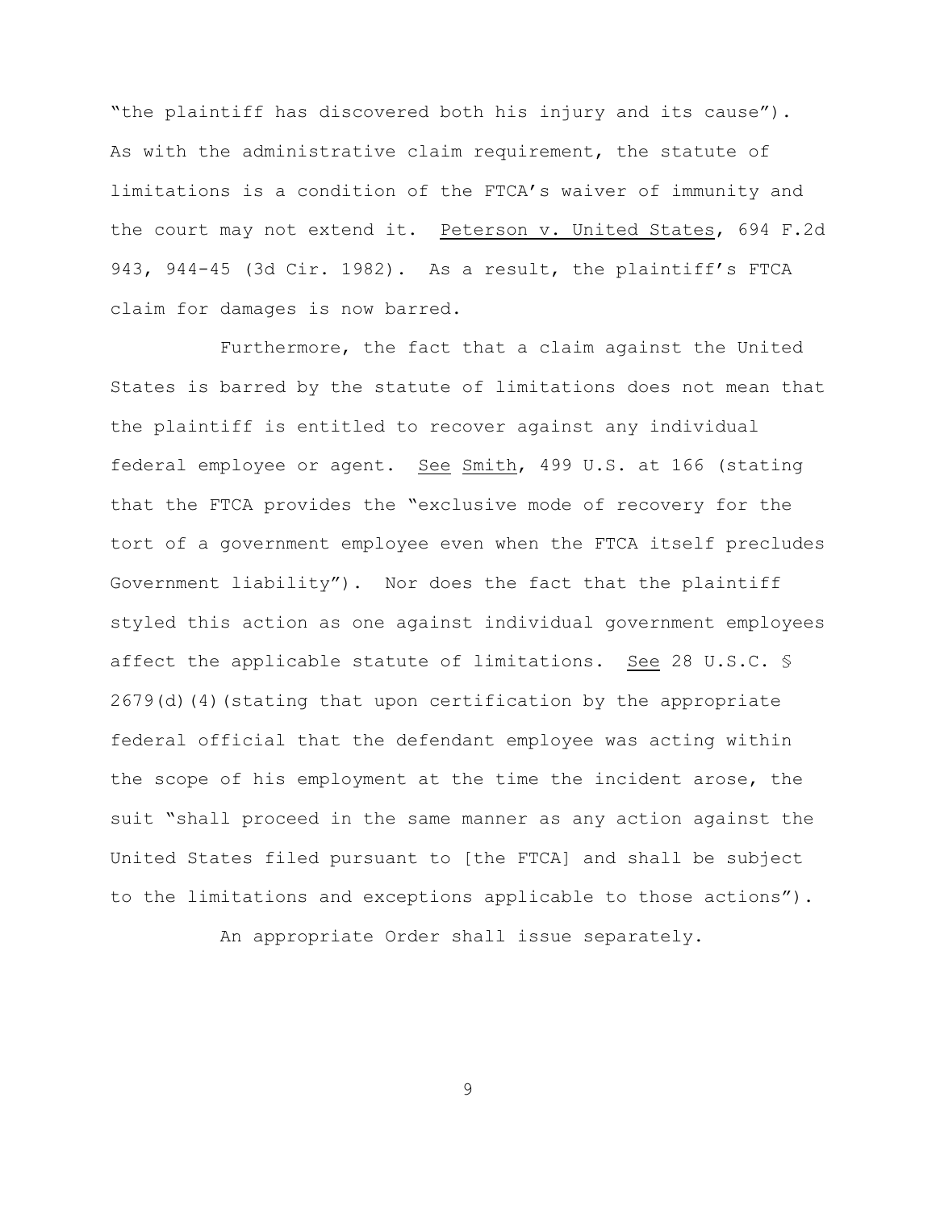"the plaintiff has discovered both his injury and its cause"). As with the administrative claim requirement, the statute of limitations is a condition of the FTCA's waiver of immunity and the court may not extend it. Peterson v. United States, 694 F.2d 943, 944-45 (3d Cir. 1982). As a result, the plaintiff's FTCA claim for damages is now barred.

Furthermore, the fact that a claim against the United States is barred by the statute of limitations does not mean that the plaintiff is entitled to recover against any individual federal employee or agent. See Smith, 499 U.S. at 166 (stating that the FTCA provides the "exclusive mode of recovery for the tort of a government employee even when the FTCA itself precludes Government liability"). Nor does the fact that the plaintiff styled this action as one against individual government employees affect the applicable statute of limitations. See 28 U.S.C. § 2679(d)(4)(stating that upon certification by the appropriate federal official that the defendant employee was acting within the scope of his employment at the time the incident arose, the suit "shall proceed in the same manner as any action against the United States filed pursuant to [the FTCA] and shall be subject to the limitations and exceptions applicable to those actions").

An appropriate Order shall issue separately.